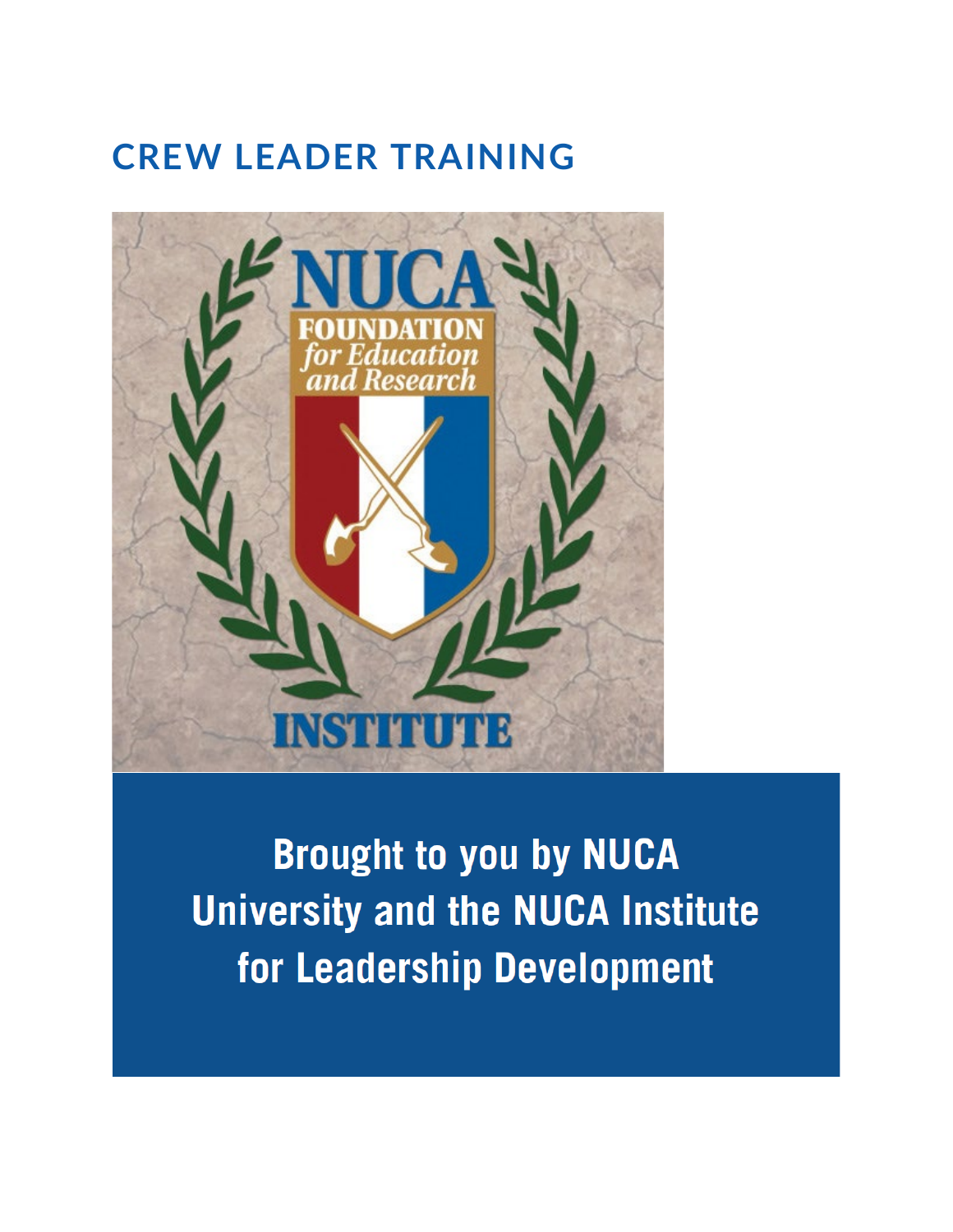# CREW LEADER TRAINING

NUCA

FOUNDATION *for Education and Research*

INSTITUTE

**Brought to you by NUCA University and the NUCA Institute for Leadership Development**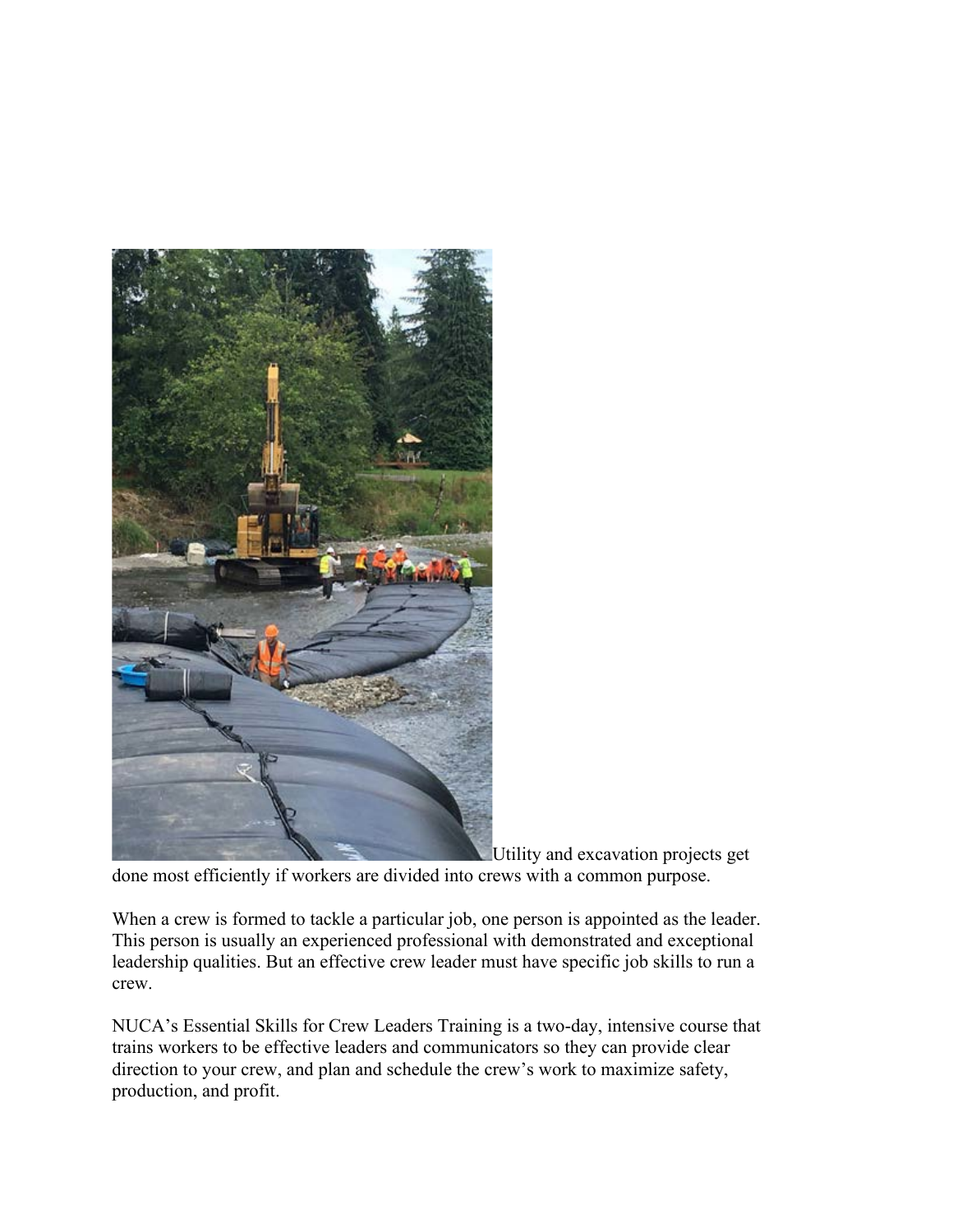Utility and excavation projects get done most efficiently if workers are divided into crews with a common purpose.

When a crew is formed to tackle a particular job, one person is appointed as the leader. This person is usually an experienced professional with demonstrated and exceptional leadership qualities. But an effective crew leader must have specific job skills to run a crew.

NUCA's Essential Skills for Crew Leaders Training is a two-day, intensive course that trains workers to be effective leaders and communicators so they can provide clear direction to your crew, and plan and schedule the crew's work to maximize safety, production, and profit.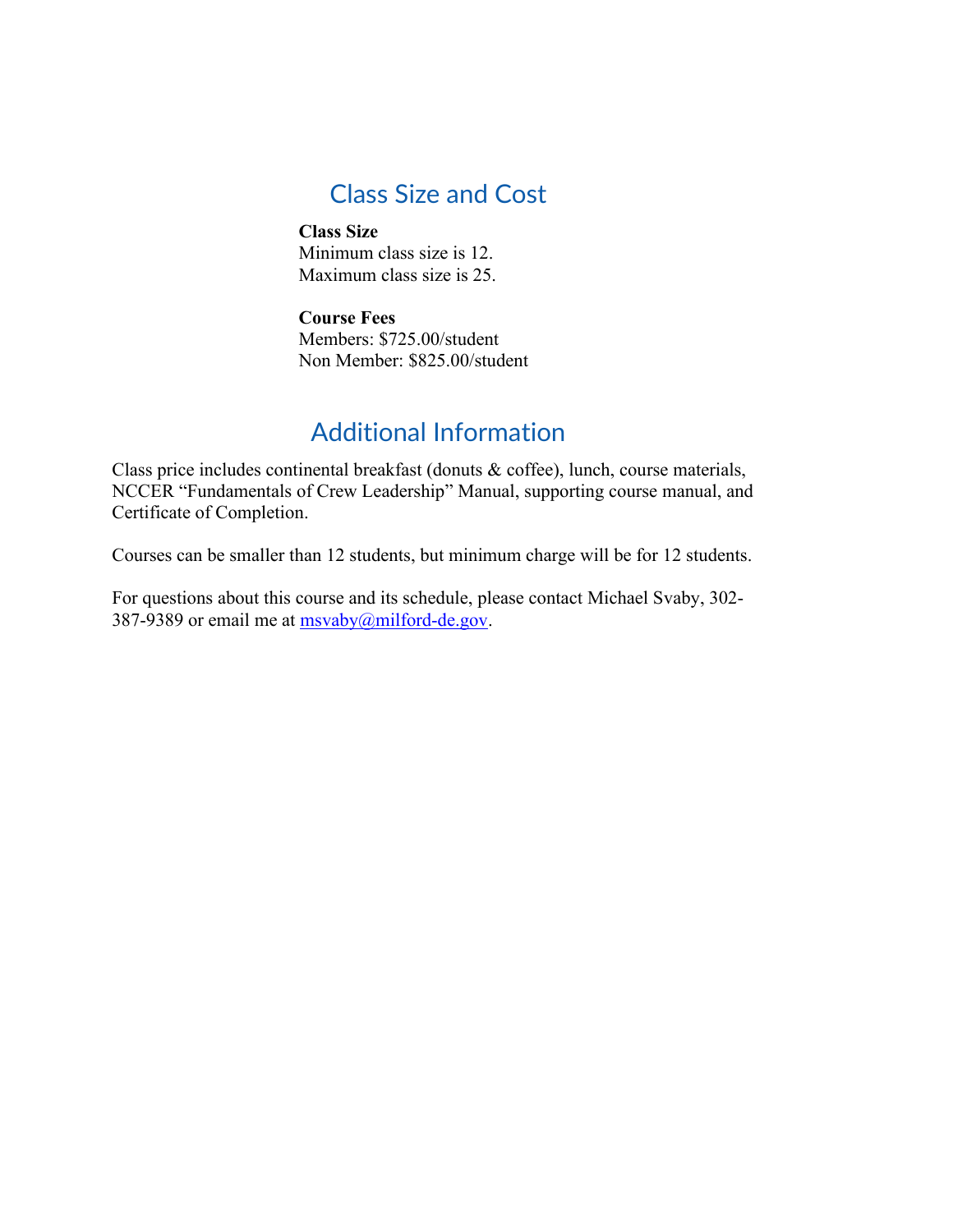## Class Size and Cost

**Class Size**
Minimum class size is 12.
Maximum class size is 25.

**Course Fees**
Members: $725.00/student
Non Member: $825.00/student

## Additional Information

Class price includes continental breakfast (donuts & coffee), lunch, course materials, NCCER "Fundamentals of Crew Leadership" Manual, supporting course manual, and Certificate of Completion.

Courses can be smaller than 12 students, but minimum charge will be for 12 students.

For questions about this course and its schedule, please contact Michael Svaby, 302-387-9389 or email me at [msvaby@milford-de.gov](mailto:msvaby@milford-de.gov).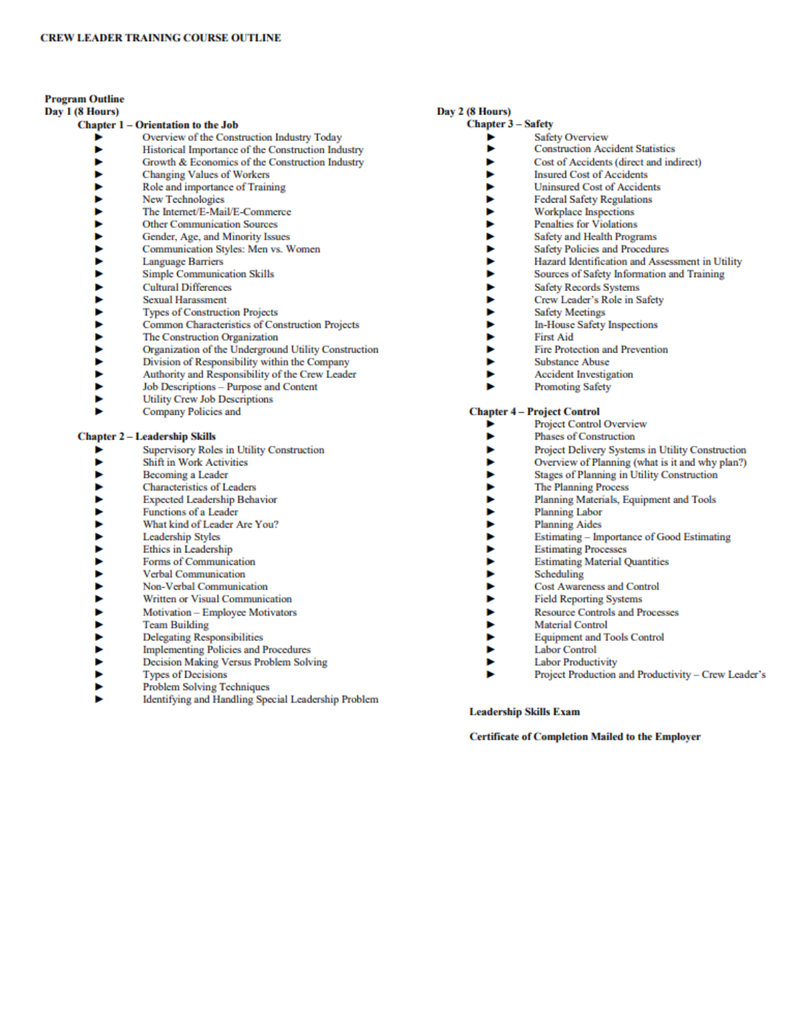**CREW LEADER TRAINING COURSE OUTLINE**

**Program Outline**

**Day 1 (8 Hours)**

**Chapter 1 – Orientation to the Job**

- Overview of the Construction Industry Today
- Historical Importance of the Construction Industry
- Growth & Economics of the Construction Industry
- Changing Values of Workers
- Role and importance of Training
- New Technologies
- The Internet/E-Mail/E-Commerce
- Other Communication Sources
- Gender, Age, and Minority Issues
- Communication Styles: Men vs. Women
- Language Barriers
- Simple Communication Skills
- Cultural Differences
- Sexual Harassment
- Types of Construction Projects
- Common Characteristics of Construction Projects
- The Construction Organization
- Organization of the Underground Utility Construction
- Division of Responsibility within the Company
- Authority and Responsibility of the Crew Leader
- Job Descriptions – Purpose and Content
- Utility Crew Job Descriptions
- Company Policies and

**Chapter 2 – Leadership Skills**

- Supervisory Roles in Utility Construction
- Shift in Work Activities
- Becoming a Leader
- Characteristics of Leaders
- Expected Leadership Behavior
- Functions of a Leader
- What kind of Leader Are You?
- Leadership Styles
- Ethics in Leadership
- Forms of Communication
- Verbal Communication
- Non-Verbal Communication
- Written or Visual Communication
- Motivation – Employee Motivators
- Team Building
- Delegating Responsibilities
- Implementing Policies and Procedures
- Decision Making Versus Problem Solving
- Types of Decisions
- Problem Solving Techniques
- Identifying and Handling Special Leadership Problem

**Day 2 (8 Hours)**

**Chapter 3 – Safety**

- Safety Overview
- Construction Accident Statistics
- Cost of Accidents (direct and indirect)
- Insured Cost of Accidents
- Uninsured Cost of Accidents
- Federal Safety Regulations
- Workplace Inspections
- Penalties for Violations
- Safety and Health Programs
- Safety Policies and Procedures
- Hazard Identification and Assessment in Utility
- Sources of Safety Information and Training
- Safety Records Systems
- Crew Leader's Role in Safety
- Safety Meetings
- In-House Safety Inspections
- First Aid
- Fire Protection and Prevention
- Substance Abuse
- Accident Investigation
- Promoting Safety

**Chapter 4 – Project Control**

- Project Control Overview
- Phases of Construction
- Project Delivery Systems in Utility Construction
- Overview of Planning (what is it and why plan?)
- Stages of Planning in Utility Construction
- The Planning Process
- Planning Materials, Equipment and Tools
- Planning Labor
- Planning Aides
- Estimating – Importance of Good Estimating
- Estimating Processes
- Estimating Material Quantities
- Scheduling
- Cost Awareness and Control
- Field Reporting Systems
- Resource Controls and Processes
- Material Control
- Equipment and Tools Control
- Labor Control
- Labor Productivity
- Project Production and Productivity – Crew Leader's

**Leadership Skills Exam**

**Certificate of Completion Mailed to the Employer**